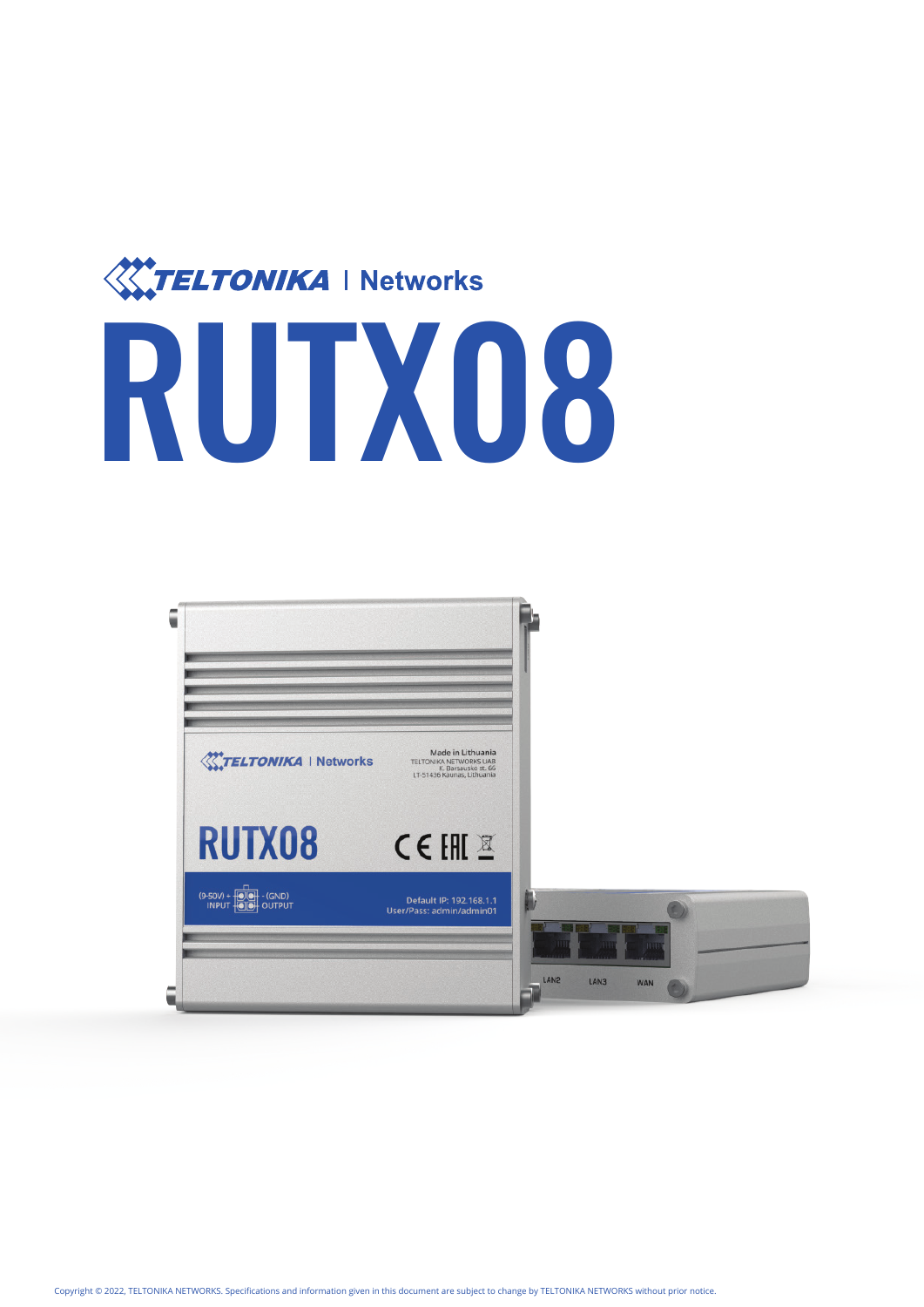TELTONIKA | Networks

# RUTX08

Copyright © 2022, TELTONIKA NETWORKS. Specifications and information given in this document are subject to change by TELTONIKA NETWORKS without prior notice.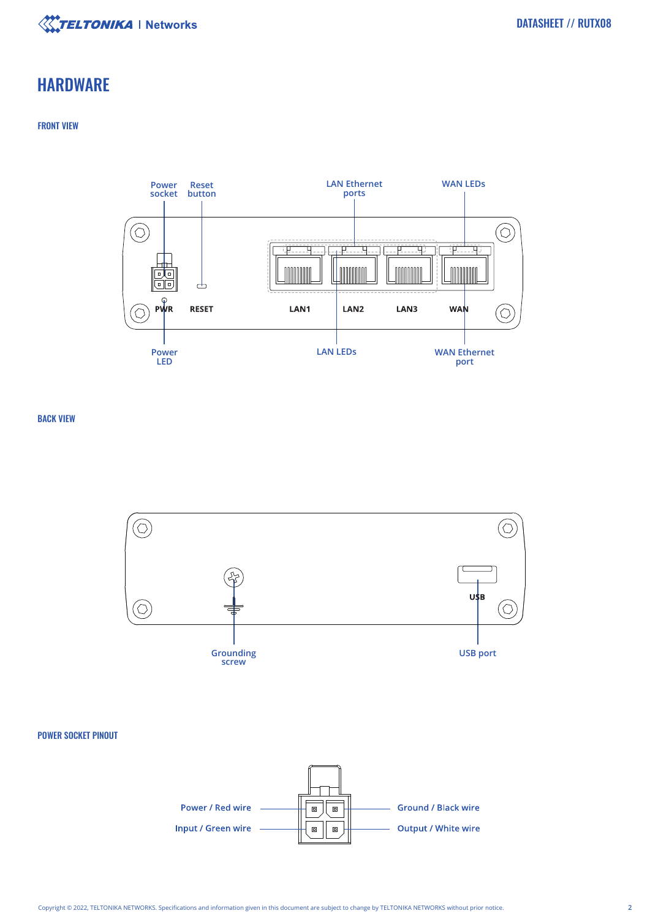# HARDWARE

## FRONT VIEW

Power socket
Reset button
LAN Ethernet ports
WAN LEDs

PWR
RESET
LAN1
LAN2
LAN3
WAN

Power LED
LAN LEDs
WAN Ethernet port

## BACK VIEW

USB

Grounding screw
USB port

## POWER SOCKET PINOUT

Power / Red wire
Input / Green wire
Ground / Black wire
Output / White wire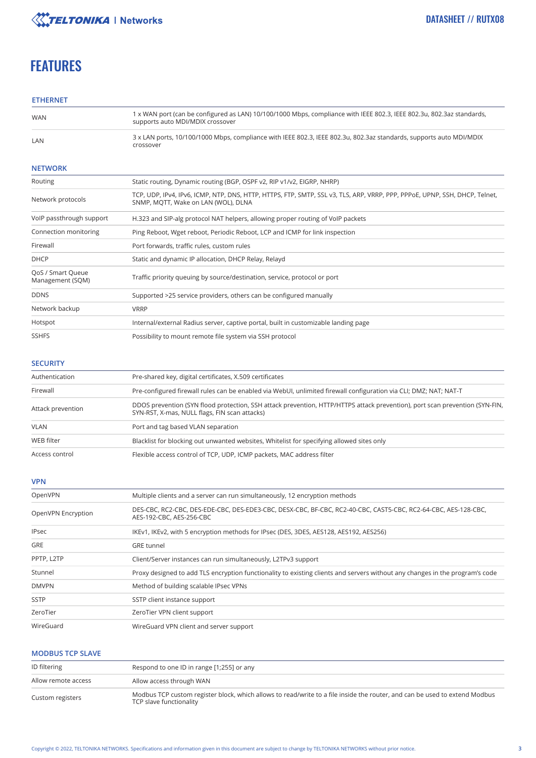# FEATURES

## ETHERNET

| | |
|---|---|
| WAN | 1 x WAN port (can be configured as LAN) 10/100/1000 Mbps, compliance with IEEE 802.3, IEEE 802.3u, 802.3az standards, supports auto MDI/MDIX crossover |
| LAN | 3 x LAN ports, 10/100/1000 Mbps, compliance with IEEE 802.3, IEEE 802.3u, 802.3az standards, supports auto MDI/MDIX crossover |

## NETWORK

| | |
|---|---|
| Routing | Static routing, Dynamic routing (BGP, OSPF v2, RIP v1/v2, EIGRP, NHRP) |
| Network protocols | TCP, UDP, IPv4, IPv6, ICMP, NTP, DNS, HTTP, HTTPS, FTP, SMTP, SSL v3, TLS, ARP, VRRP, PPP, PPPoE, UPNP, SSH, DHCP, Telnet, SNMP, MQTT, Wake on LAN (WOL), DLNA |
| VoIP passthrough support | H.323 and SIP-alg protocol NAT helpers, allowing proper routing of VoIP packets |
| Connection monitoring | Ping Reboot, Wget reboot, Periodic Reboot, LCP and ICMP for link inspection |
| Firewall | Port forwards, traffic rules, custom rules |
| DHCP | Static and dynamic IP allocation, DHCP Relay, Relayd |
| QoS / Smart Queue Management (SQM) | Traffic priority queuing by source/destination, service, protocol or port |
| DDNS | Supported >25 service providers, others can be configured manually |
| Network backup | VRRP |
| Hotspot | Internal/external Radius server, captive portal, built in customizable landing page |
| SSHFS | Possibility to mount remote file system via SSH protocol |

## SECURITY

| | |
|---|---|
| Authentication | Pre-shared key, digital certificates, X.509 certificates |
| Firewall | Pre-configured firewall rules can be enabled via WebUI, unlimited firewall configuration via CLI; DMZ; NAT; NAT-T |
| Attack prevention | DDOS prevention (SYN flood protection, SSH attack prevention, HTTP/HTTPS attack prevention), port scan prevention (SYN-FIN, SYN-RST, X-mas, NULL flags, FIN scan attacks) |
| VLAN | Port and tag based VLAN separation |
| WEB filter | Blacklist for blocking out unwanted websites, Whitelist for specifying allowed sites only |
| Access control | Flexible access control of TCP, UDP, ICMP packets, MAC address filter |

## VPN

| | |
|---|---|
| OpenVPN | Multiple clients and a server can run simultaneously, 12 encryption methods |
| OpenVPN Encryption | DES-CBC, RC2-CBC, DES-EDE-CBC, DES-EDE3-CBC, DESX-CBC, BF-CBC, RC2-40-CBC, CAST5-CBC, RC2-64-CBC, AES-128-CBC, AES-192-CBC, AES-256-CBC |
| IPsec | IKEv1, IKEv2, with 5 encryption methods for IPsec (DES, 3DES, AES128, AES192, AES256) |
| GRE | GRE tunnel |
| PPTP, L2TP | Client/Server instances can run simultaneously, L2TPv3 support |
| Stunnel | Proxy designed to add TLS encryption functionality to existing clients and servers without any changes in the program's code |
| DMVPN | Method of building scalable IPsec VPNs |
| SSTP | SSTP client instance support |
| ZeroTier | ZeroTier VPN client support |
| WireGuard | WireGuard VPN client and server support |

## MODBUS TCP SLAVE

| | |
|---|---|
| ID filtering | Respond to one ID in range [1;255] or any |
| Allow remote access | Allow access through WAN |
| Custom registers | Modbus TCP custom register block, which allows to read/write to a file inside the router, and can be used to extend Modbus TCP slave functionality |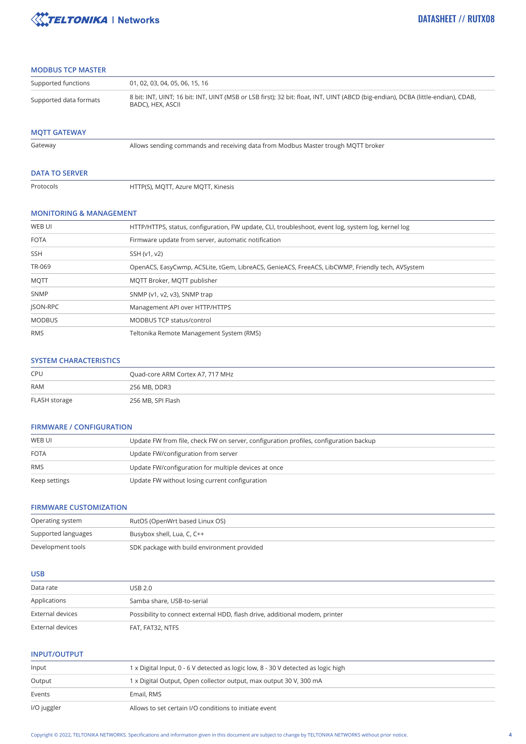## MODBUS TCP MASTER

| | |
|---|---|
| Supported functions | 01, 02, 03, 04, 05, 06, 15, 16 |
| Supported data formats | 8 bit: INT, UINT; 16 bit: INT, UINT (MSB or LSB first); 32 bit: float, INT, UINT (ABCD (big-endian), DCBA (little-endian), CDAB, BADC), HEX, ASCII |

## MQTT GATEWAY

| | |
|---|---|
| Gateway | Allows sending commands and receiving data from Modbus Master trough MQTT broker |

## DATA TO SERVER

| | |
|---|---|
| Protocols | HTTP(S), MQTT, Azure MQTT, Kinesis |

## MONITORING & MANAGEMENT

| | |
|---|---|
| WEB UI | HTTP/HTTPS, status, configuration, FW update, CLI, troubleshoot, event log, system log, kernel log |
| FOTA | Firmware update from server, automatic notification |
| SSH | SSH (v1, v2) |
| TR-069 | OpenACS, EasyCwmp, ACSLite, tGem, LibreACS, GenieACS, FreeACS, LibCWMP, Friendly tech, AVSystem |
| MQTT | MQTT Broker, MQTT publisher |
| SNMP | SNMP (v1, v2, v3), SNMP trap |
| JSON-RPC | Management API over HTTP/HTTPS |
| MODBUS | MODBUS TCP status/control |
| RMS | Teltonika Remote Management System (RMS) |

## SYSTEM CHARACTERISTICS

| | |
|---|---|
| CPU | Quad-core ARM Cortex A7, 717 MHz |
| RAM | 256 MB, DDR3 |
| FLASH storage | 256 MB, SPI Flash |

## FIRMWARE / CONFIGURATION

| | |
|---|---|
| WEB UI | Update FW from file, check FW on server, configuration profiles, configuration backup |
| FOTA | Update FW/configuration from server |
| RMS | Update FW/configuration for multiple devices at once |
| Keep settings | Update FW without losing current configuration |

## FIRMWARE CUSTOMIZATION

| | |
|---|---|
| Operating system | RutOS (OpenWrt based Linux OS) |
| Supported languages | Busybox shell, Lua, C, C++ |
| Development tools | SDK package with build environment provided |

## USB

| | |
|---|---|
| Data rate | USB 2.0 |
| Applications | Samba share, USB-to-serial |
| External devices | Possibility to connect external HDD, flash drive, additional modem, printer |
| External devices | FAT, FAT32, NTFS |

## INPUT/OUTPUT

| | |
|---|---|
| Input | 1 x Digital Input, 0 - 6 V detected as logic low, 8 - 30 V detected as logic high |
| Output | 1 x Digital Output, Open collector output, max output 30 V, 300 mA |
| Events | Email, RMS |
| I/O juggler | Allows to set certain I/O conditions to initiate event |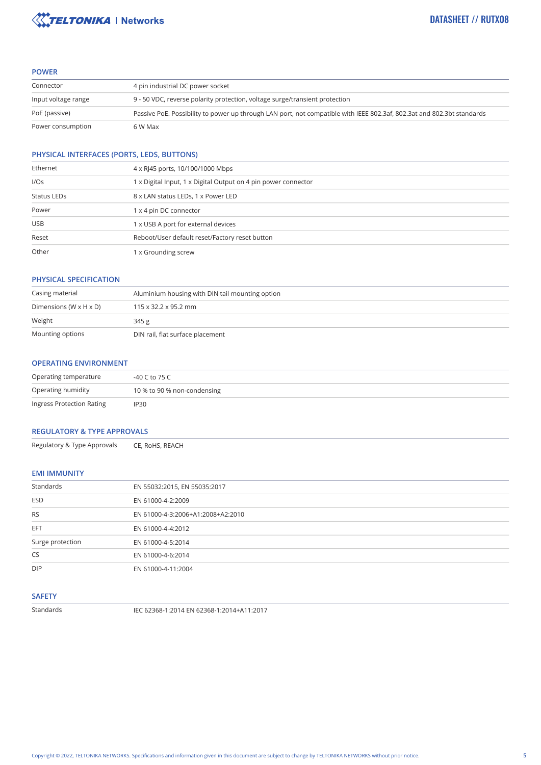## POWER

| | |
|---|---|
| Connector | 4 pin industrial DC power socket |
| Input voltage range | 9 - 50 VDC, reverse polarity protection, voltage surge/transient protection |
| PoE (passive) | Passive PoE. Possibility to power up through LAN port, not compatible with IEEE 802.3af, 802.3at and 802.3bt standards |
| Power consumption | 6 W Max |

## PHYSICAL INTERFACES (PORTS, LEDS, BUTTONS)

| | |
|---|---|
| Ethernet | 4 x RJ45 ports, 10/100/1000 Mbps |
| I/Os | 1 x Digital Input, 1 x Digital Output on 4 pin power connector |
| Status LEDs | 8 x LAN status LEDs, 1 x Power LED |
| Power | 1 x 4 pin DC connector |
| USB | 1 x USB A port for external devices |
| Reset | Reboot/User default reset/Factory reset button |
| Other | 1 x Grounding screw |

## PHYSICAL SPECIFICATION

| | |
|---|---|
| Casing material | Aluminium housing with DIN tail mounting option |
| Dimensions (W x H x D) | 115 x 32.2 x 95.2 mm |
| Weight | 345 g |
| Mounting options | DIN rail, flat surface placement |

## OPERATING ENVIRONMENT

| | |
|---|---|
| Operating temperature | -40 C to 75 C |
| Operating humidity | 10 % to 90 % non-condensing |
| Ingress Protection Rating | IP30 |

## REGULATORY & TYPE APPROVALS

| | |
|---|---|
| Regulatory & Type Approvals | CE, RoHS, REACH |

## EMI IMMUNITY

| | |
|---|---|
| Standards | EN 55032:2015, EN 55035:2017 |
| ESD | EN 61000-4-2:2009 |
| RS | EN 61000-4-3:2006+A1:2008+A2:2010 |
| EFT | EN 61000-4-4:2012 |
| Surge protection | EN 61000-4-5:2014 |
| CS | EN 61000-4-6:2014 |
| DIP | EN 61000-4-11:2004 |

## SAFETY

| | |
|---|---|
| Standards | IEC 62368-1:2014 EN 62368-1:2014+A11:2017 |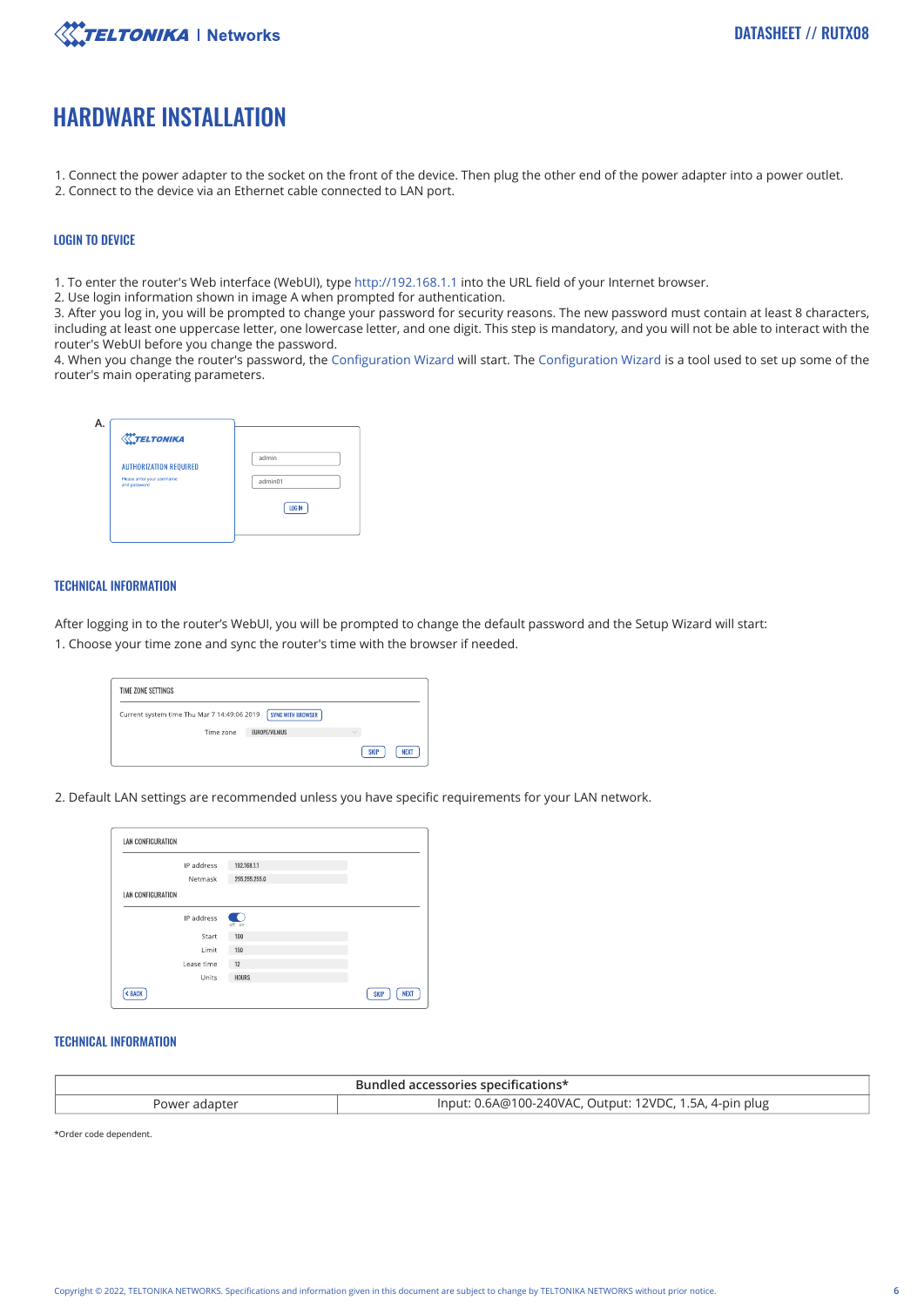# HARDWARE INSTALLATION

1. Connect the power adapter to the socket on the front of the device. Then plug the other end of the power adapter into a power outlet.
2. Connect to the device via an Ethernet cable connected to LAN port.

### LOGIN TO DEVICE

1. To enter the router's Web interface (WebUI), type http://192.168.1.1 into the URL field of your Internet browser.
2. Use login information shown in image A when prompted for authentication.
3. After you log in, you will be prompted to change your password for security reasons. The new password must contain at least 8 characters, including at least one uppercase letter, one lowercase letter, and one digit. This step is mandatory, and you will not be able to interact with the router's WebUI before you change the password.
4. When you change the router's password, the Configuration Wizard will start. The Configuration Wizard is a tool used to set up some of the router's main operating parameters.

A.

TELTONIKA

AUTHORIZATION REQUIRED

Please enter your username and password

admin

admin01

LOG IN

### TECHNICAL INFORMATION

After logging in to the router's WebUI, you will be prompted to change the default password and the Setup Wizard will start:

1. Choose your time zone and sync the router's time with the browser if needed.

TIME ZONE SETTINGS

Current system time Thu Mar 7 14:49:06 2019 SYNC WITH BROWSER

Time zone EUROPE/VILNIUS

SKIP NEXT

2. Default LAN settings are recommended unless you have specific requirements for your LAN network.

LAN CONFIGURATION

IP address 192.168.1.1

Netmask 255.255.255.0

LAN CONFIGURATION

IP address off on

Start 100

Limit 150

Lease time 12

Units HOURS

BACK SKIP NEXT

### TECHNICAL INFORMATION

| Bundled accessories specifications* | |
|---|---|
| Power adapter | Input: 0.6A@100-240VAC, Output: 12VDC, 1.5A, 4-pin plug |

*Order code dependent.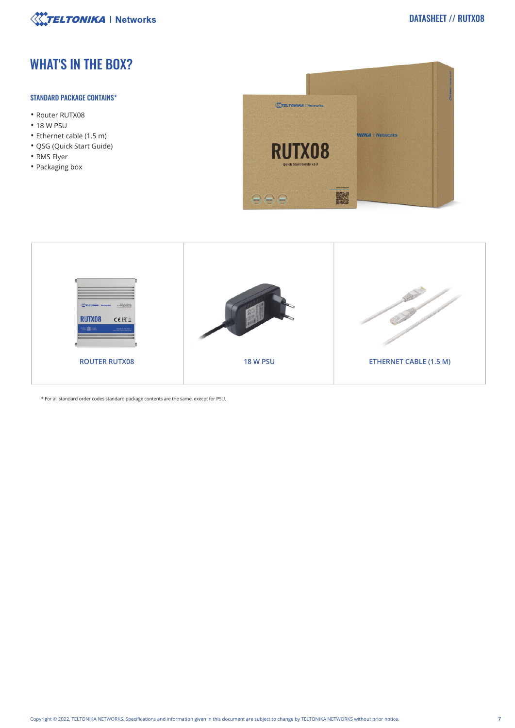# WHAT'S IN THE BOX?

### STANDARD PACKAGE CONTAINS*

- Router RUTX08
- 18 W PSU
- Ethernet cable (1.5 m)
- QSG (Quick Start Guide)
- RMS Flyer
- Packaging box

| ROUTER RUTX08 | 18 W PSU | ETHERNET CABLE (1.5 M) |
|---|---|---|

* For all standard order codes standard package contents are the same, execpt for PSU.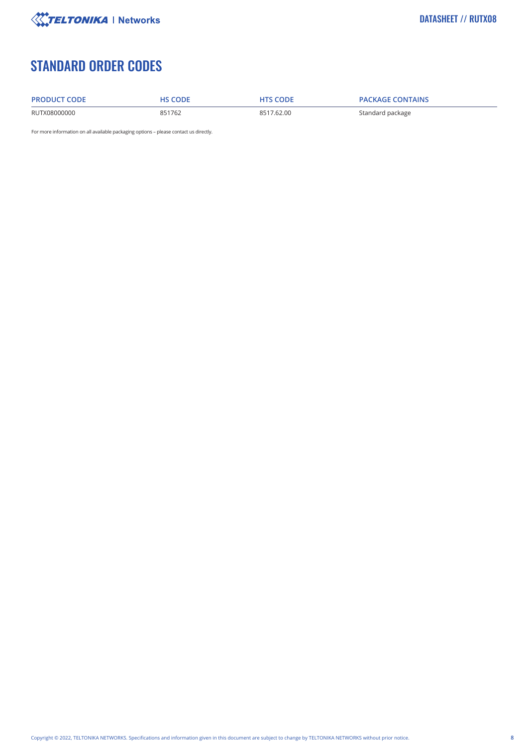# STANDARD ORDER CODES

| PRODUCT CODE | HS CODE | HTS CODE | PACKAGE CONTAINS |
|---|---|---|---|
| RUTX08000000 | 851762 | 8517.62.00 | Standard package |

For more information on all available packaging options – please contact us directly.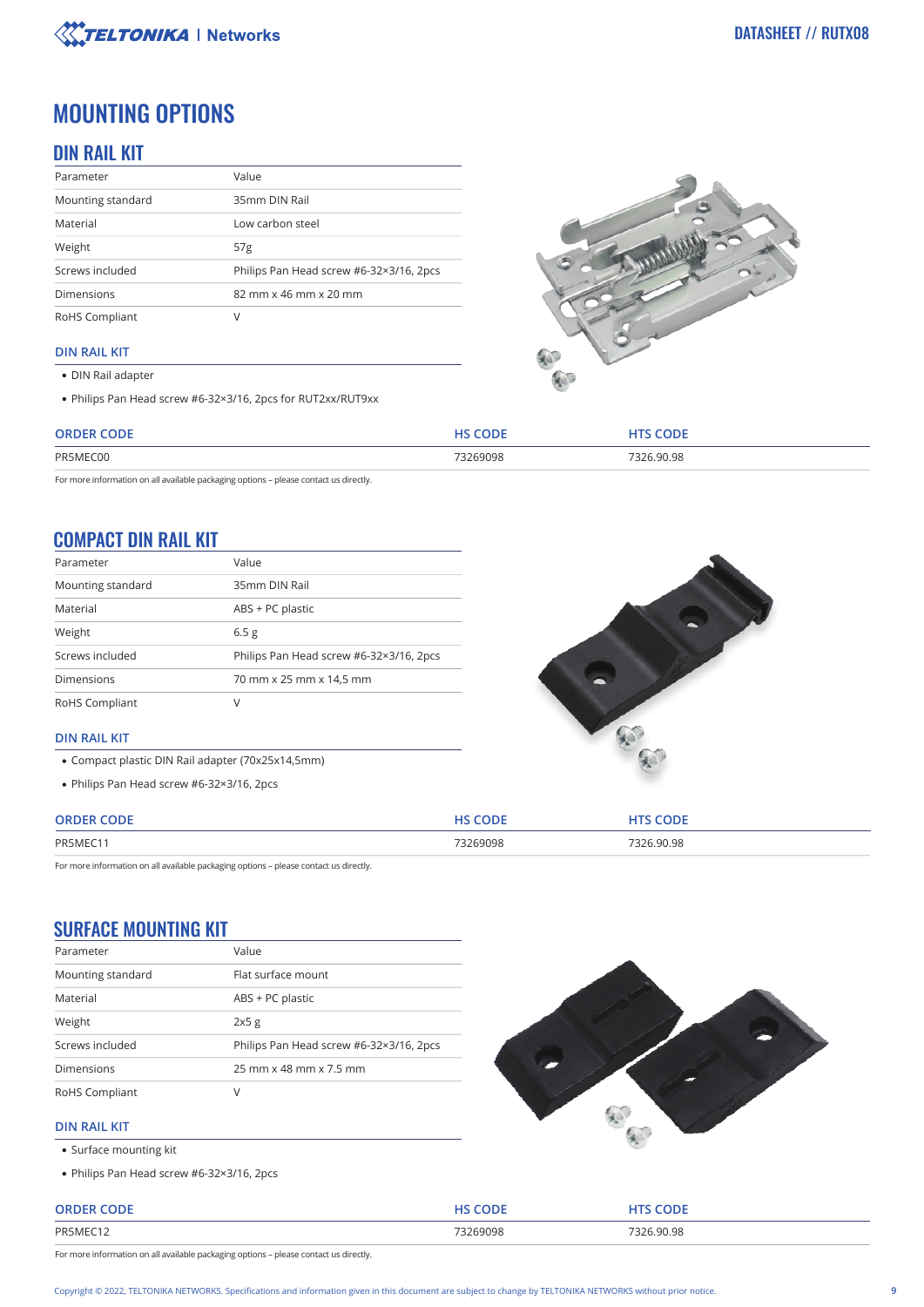# MOUNTING OPTIONS

## DIN RAIL KIT

| Parameter | Value |
| --- | --- |
| Mounting standard | 35mm DIN Rail |
| Material | Low carbon steel |
| Weight | 57g |
| Screws included | Philips Pan Head screw #6-32×3/16, 2pcs |
| Dimensions | 82 mm x 46 mm x 20 mm |
| RoHS Compliant | V |

### DIN RAIL KIT

- DIN Rail adapter
- Philips Pan Head screw #6-32×3/16, 2pcs for RUT2xx/RUT9xx

| ORDER CODE | HS CODE | HTS CODE |
| --- | --- | --- |
| PR5MEC00 | 73269098 | 7326.90.98 |

For more information on all available packaging options – please contact us directly.

## COMPACT DIN RAIL KIT

| Parameter | Value |
| --- | --- |
| Mounting standard | 35mm DIN Rail |
| Material | ABS + PC plastic |
| Weight | 6.5 g |
| Screws included | Philips Pan Head screw #6-32×3/16, 2pcs |
| Dimensions | 70 mm x 25 mm x 14,5 mm |
| RoHS Compliant | V |

### DIN RAIL KIT

- Compact plastic DIN Rail adapter (70x25x14,5mm)
- Philips Pan Head screw #6-32×3/16, 2pcs

| ORDER CODE | HS CODE | HTS CODE |
| --- | --- | --- |
| PR5MEC11 | 73269098 | 7326.90.98 |

For more information on all available packaging options – please contact us directly.

## SURFACE MOUNTING KIT

| Parameter | Value |
| --- | --- |
| Mounting standard | Flat surface mount |
| Material | ABS + PC plastic |
| Weight | 2x5 g |
| Screws included | Philips Pan Head screw #6-32×3/16, 2pcs |
| Dimensions | 25 mm x 48 mm x 7.5 mm |
| RoHS Compliant | V |

### DIN RAIL KIT

- Surface mounting kit
- Philips Pan Head screw #6-32×3/16, 2pcs

| ORDER CODE | HS CODE | HTS CODE |
| --- | --- | --- |
| PR5MEC12 | 73269098 | 7326.90.98 |

For more information on all available packaging options – please contact us directly.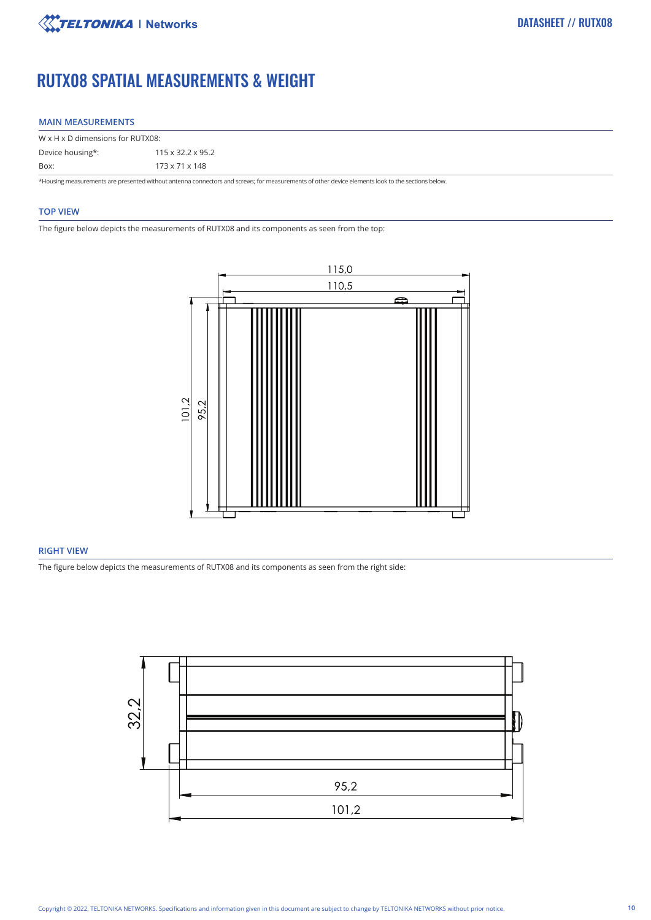# RUTX08 SPATIAL MEASUREMENTS & WEIGHT

## MAIN MEASUREMENTS

| W x H x D dimensions for RUTX08: | |
|---|---|
| Device housing*: | 115 x 32.2 x 95.2 |
| Box: | 173 x 71 x 148 |

*Housing measurements are presented without antenna connectors and screws; for measurements of other device elements look to the sections below.

## TOP VIEW

The figure below depicts the measurements of RUTX08 and its components as seen from the top:

## RIGHT VIEW

The figure below depicts the measurements of RUTX08 and its components as seen from the right side: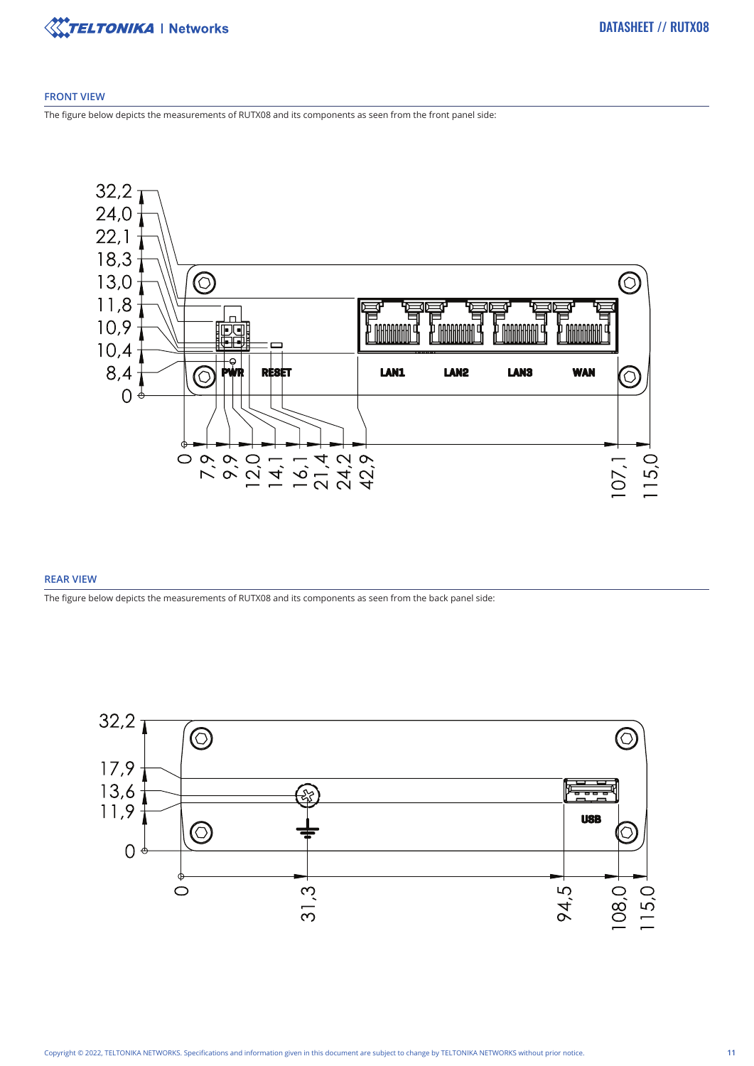## FRONT VIEW

The figure below depicts the measurements of RUTX08 and its components as seen from the front panel side:

## REAR VIEW

The figure below depicts the measurements of RUTX08 and its components as seen from the back panel side: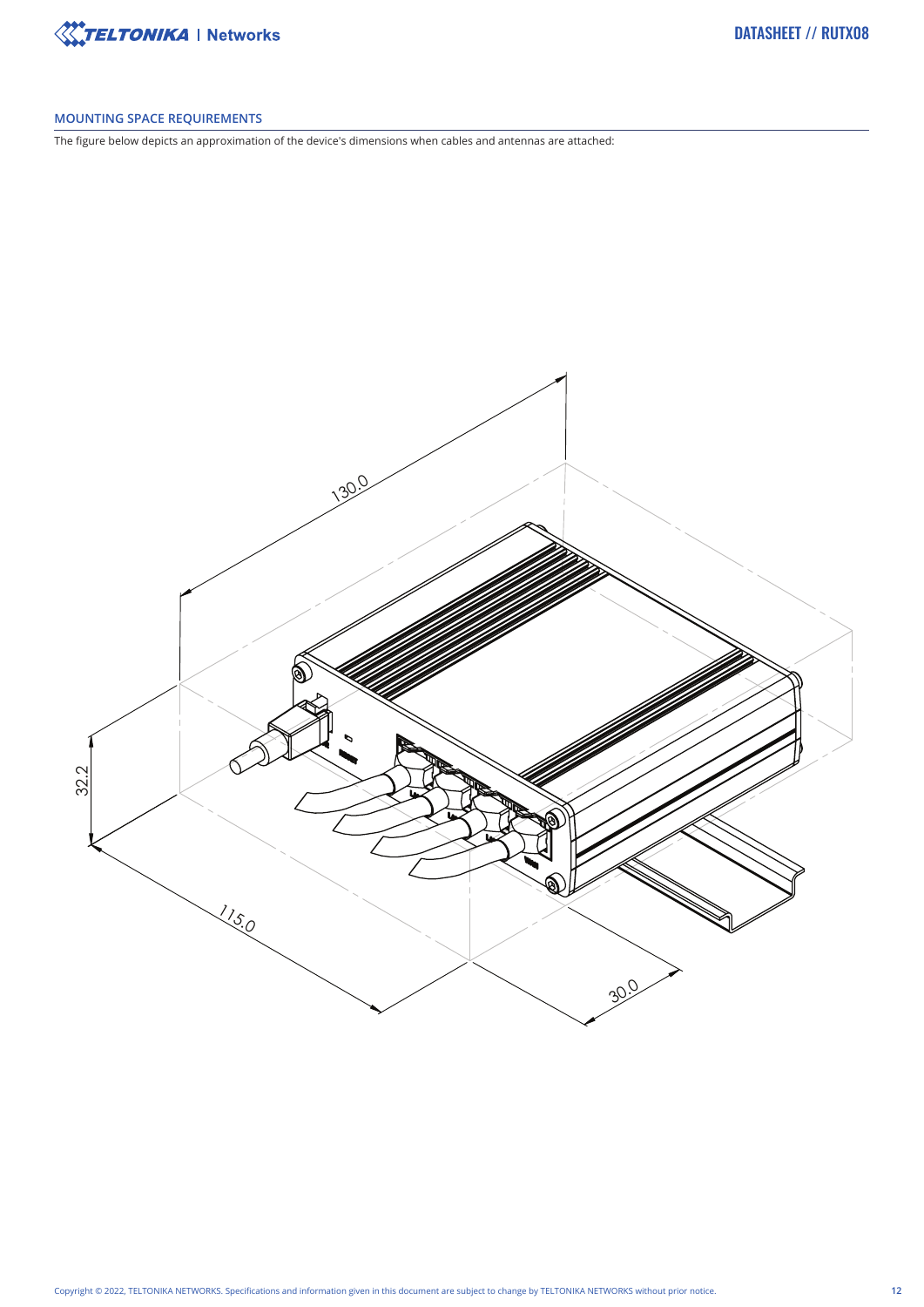## MOUNTING SPACE REQUIREMENTS

The figure below depicts an approximation of the device's dimensions when cables and antennas are attached: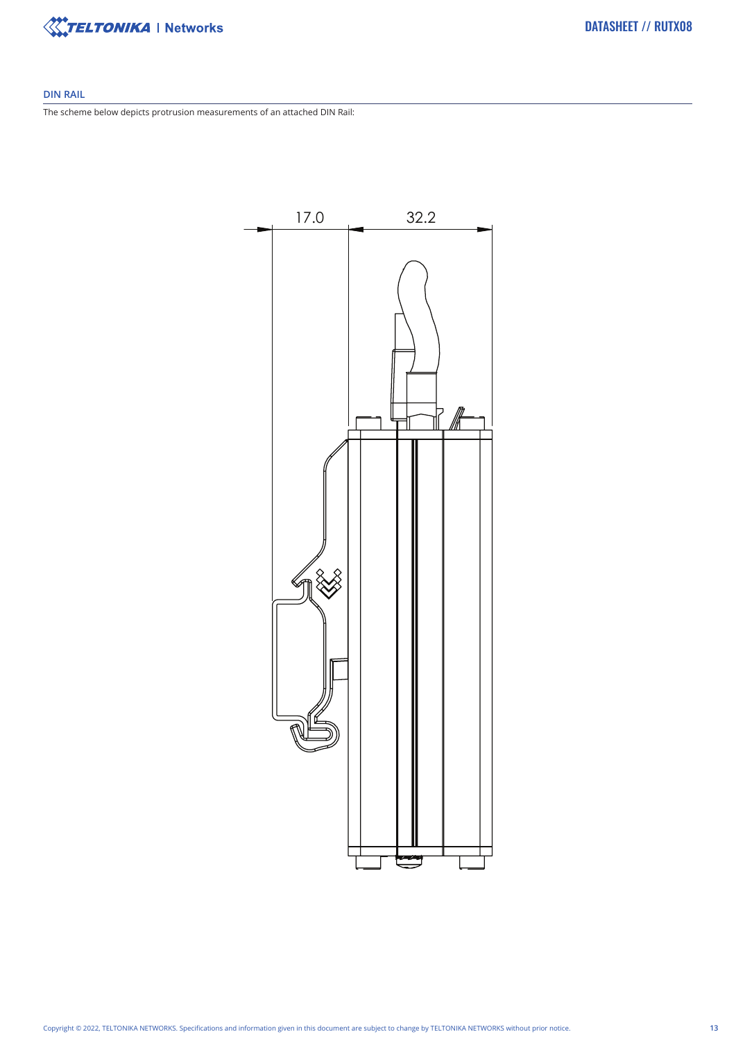## DIN RAIL

The scheme below depicts protrusion measurements of an attached DIN Rail:

17.0

32.2